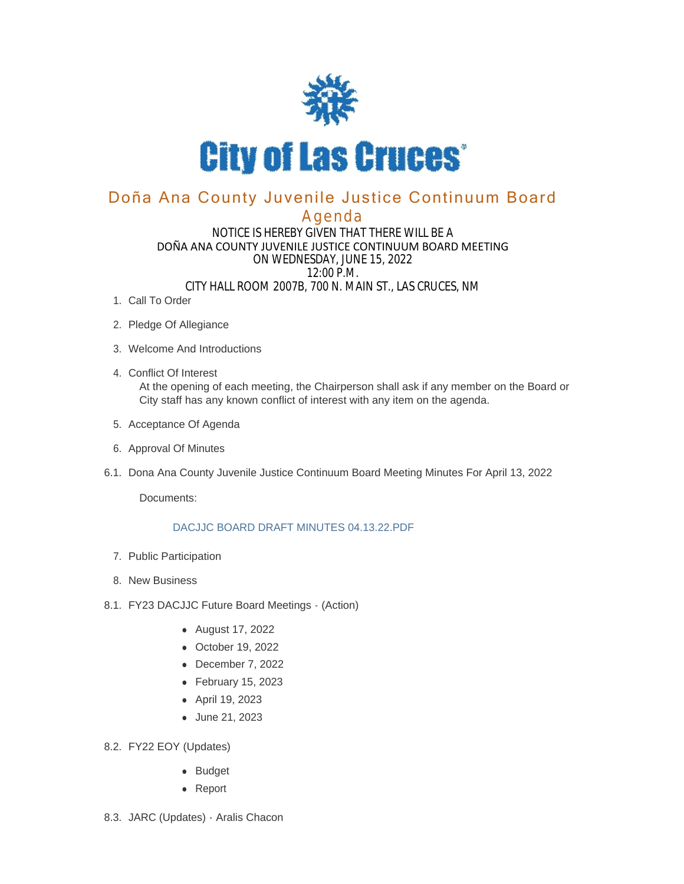# City of Las Cruces

## Doña Ana County Juvenile Justice Continuum Board Agenda

NOTICE IS HEREBY GIVEN THAT THERE WILL BE A
DOÑA ANA COUNTY JUVENILE JUSTICE CONTINUUM BOARD MEETING
ON WEDNESDAY, JUNE 15, 2022
12:00 P.M.
CITY HALL ROOM 2007B, 700 N. MAIN ST., LAS CRUCES, NM

1. Call To Order

2. Pledge Of Allegiance

3. Welcome And Introductions

4. Conflict Of Interest

   At the opening of each meeting, the Chairperson shall ask if any member on the Board or City staff has any known conflict of interest with any item on the agenda.

5. Acceptance Of Agenda

6. Approval Of Minutes

6.1. Dona Ana County Juvenile Justice Continuum Board Meeting Minutes For April 13, 2022

   Documents:

   DACJJC BOARD DRAFT MINUTES 04.13.22.PDF

7. Public Participation

8. New Business

8.1. FY23 DACJJC Future Board Meetings - (Action)

- August 17, 2022
- October 19, 2022
- December 7, 2022
- February 15, 2023
- April 19, 2023
- June 21, 2023

8.2. FY22 EOY (Updates)

- Budget
- Report

8.3. JARC (Updates) - Aralis Chacon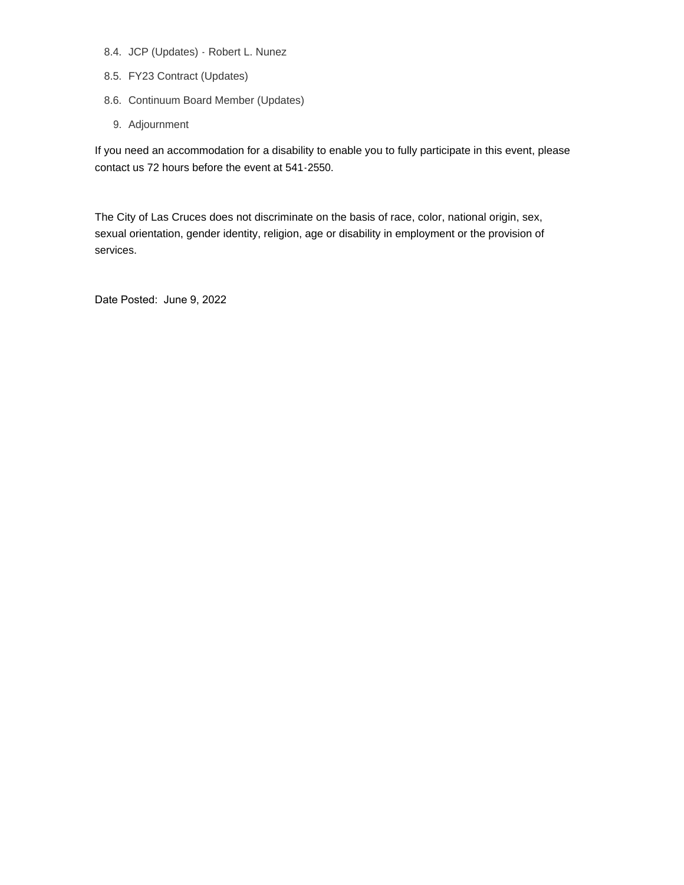8.4. JCP (Updates) - Robert L. Nunez

8.5. FY23 Contract (Updates)

8.6. Continuum Board Member (Updates)

9. Adjournment

If you need an accommodation for a disability to enable you to fully participate in this event, please contact us 72 hours before the event at 541-2550.

The City of Las Cruces does not discriminate on the basis of race, color, national origin, sex, sexual orientation, gender identity, religion, age or disability in employment or the provision of services.

Date Posted: June 9, 2022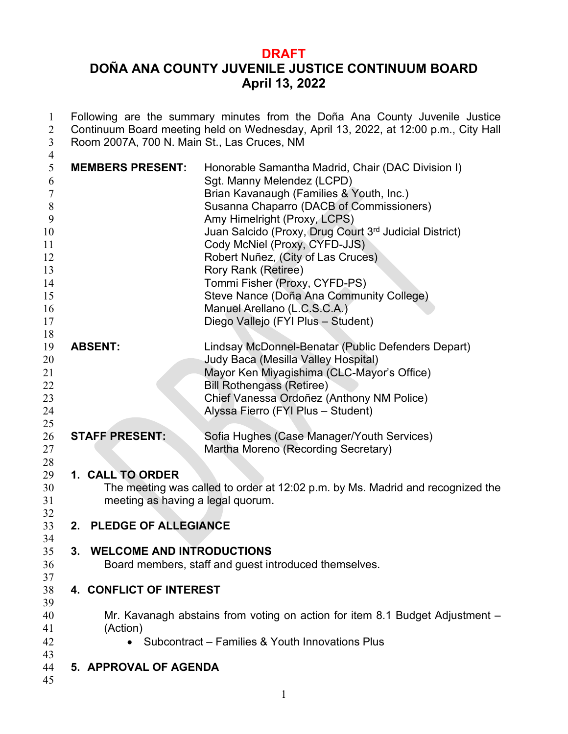**DRAFT**

# DOÑA ANA COUNTY JUVENILE JUSTICE CONTINUUM BOARD
## April 13, 2022

Following are the summary minutes from the Doña Ana County Juvenile Justice Continuum Board meeting held on Wednesday, April 13, 2022, at 12:00 p.m., City Hall Room 2007A, 700 N. Main St., Las Cruces, NM

| | |
|---|---|
| **MEMBERS PRESENT:** | Honorable Samantha Madrid, Chair (DAC Division I) |
| | Sgt. Manny Melendez (LCPD) |
| | Brian Kavanaugh (Families & Youth, Inc.) |
| | Susanna Chaparro (DACB of Commissioners) |
| | Amy Himelright (Proxy, LCPS) |
| | Juan Salcido (Proxy, Drug Court 3rd Judicial District) |
| | Cody McNiel (Proxy, CYFD-JJS) |
| | Robert Nuñez, (City of Las Cruces) |
| | Rory Rank (Retiree) |
| | Tommi Fisher (Proxy, CYFD-PS) |
| | Steve Nance (Doña Ana Community College) |
| | Manuel Arellano (L.C.S.C.A.) |
| | Diego Vallejo (FYI Plus – Student) |
| **ABSENT:** | Lindsay McDonnel-Benatar (Public Defenders Depart) |
| | Judy Baca (Mesilla Valley Hospital) |
| | Mayor Ken Miyagishima (CLC-Mayor's Office) |
| | Bill Rothengass (Retiree) |
| | Chief Vanessa Ordoñez (Anthony NM Police) |
| | Alyssa Fierro (FYI Plus – Student) |
| **STAFF PRESENT:** | Sofia Hughes (Case Manager/Youth Services) |
| | Martha Moreno (Recording Secretary) |

**1. CALL TO ORDER**

The meeting was called to order at 12:02 p.m. by Ms. Madrid and recognized the meeting as having a legal quorum.

**2. PLEDGE OF ALLEGIANCE**

**3. WELCOME AND INTRODUCTIONS**

Board members, staff and guest introduced themselves.

**4. CONFLICT OF INTEREST**

Mr. Kavanagh abstains from voting on action for item 8.1 Budget Adjustment – (Action)

- Subcontract – Families & Youth Innovations Plus

**5. APPROVAL OF AGENDA**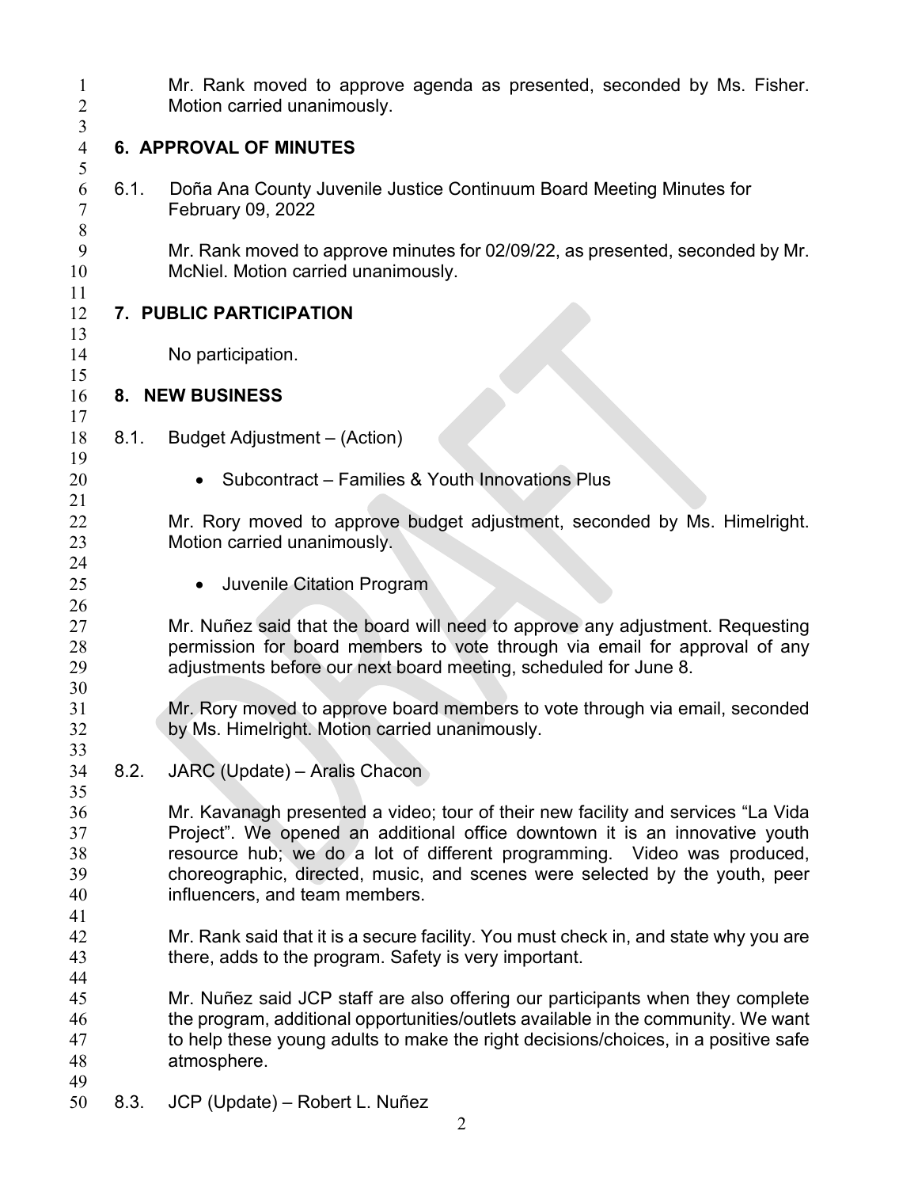Mr. Rank moved to approve agenda as presented, seconded by Ms. Fisher. Motion carried unanimously.

## 6. APPROVAL OF MINUTES

6.1. Doña Ana County Juvenile Justice Continuum Board Meeting Minutes for February 09, 2022

Mr. Rank moved to approve minutes for 02/09/22, as presented, seconded by Mr. McNiel. Motion carried unanimously.

## 7. PUBLIC PARTICIPATION

No participation.

## 8. NEW BUSINESS

8.1. Budget Adjustment – (Action)

- Subcontract – Families & Youth Innovations Plus

Mr. Rory moved to approve budget adjustment, seconded by Ms. Himelright. Motion carried unanimously.

- Juvenile Citation Program

Mr. Nuñez said that the board will need to approve any adjustment. Requesting permission for board members to vote through via email for approval of any adjustments before our next board meeting, scheduled for June 8.

Mr. Rory moved to approve board members to vote through via email, seconded by Ms. Himelright. Motion carried unanimously.

8.2. JARC (Update) – Aralis Chacon

Mr. Kavanagh presented a video; tour of their new facility and services "La Vida Project". We opened an additional office downtown it is an innovative youth resource hub; we do a lot of different programming. Video was produced, choreographic, directed, music, and scenes were selected by the youth, peer influencers, and team members.

Mr. Rank said that it is a secure facility. You must check in, and state why you are there, adds to the program. Safety is very important.

Mr. Nuñez said JCP staff are also offering our participants when they complete the program, additional opportunities/outlets available in the community. We want to help these young adults to make the right decisions/choices, in a positive safe atmosphere.

8.3. JCP (Update) – Robert L. Nuñez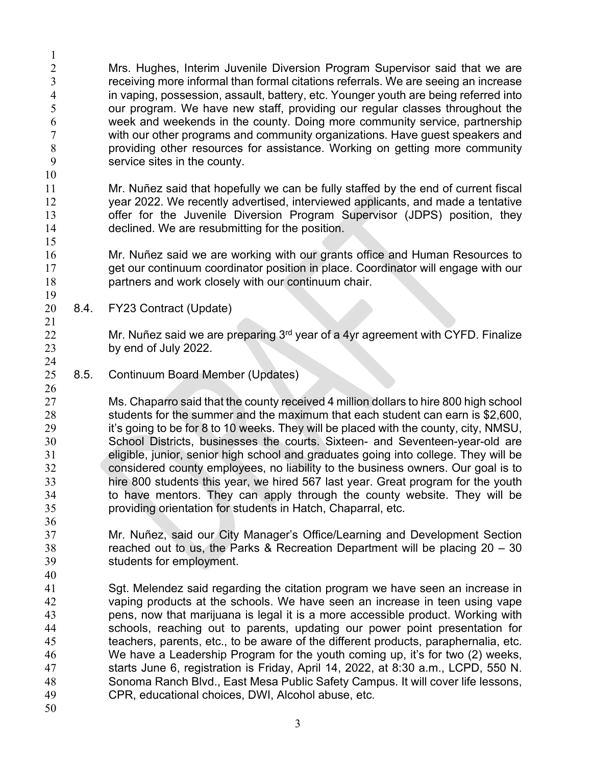Mrs. Hughes, Interim Juvenile Diversion Program Supervisor said that we are receiving more informal than formal citations referrals. We are seeing an increase in vaping, possession, assault, battery, etc. Younger youth are being referred into our program. We have new staff, providing our regular classes throughout the week and weekends in the county. Doing more community service, partnership with our other programs and community organizations. Have guest speakers and providing other resources for assistance. Working on getting more community service sites in the county.

Mr. Nuñez said that hopefully we can be fully staffed by the end of current fiscal year 2022. We recently advertised, interviewed applicants, and made a tentative offer for the Juvenile Diversion Program Supervisor (JDPS) position, they declined. We are resubmitting for the position.

Mr. Nuñez said we are working with our grants office and Human Resources to get our continuum coordinator position in place. Coordinator will engage with our partners and work closely with our continuum chair.

8.4. FY23 Contract (Update)

Mr. Nuñez said we are preparing 3rd year of a 4yr agreement with CYFD. Finalize by end of July 2022.

8.5. Continuum Board Member (Updates)

Ms. Chaparro said that the county received 4 million dollars to hire 800 high school students for the summer and the maximum that each student can earn is $2,600, it's going to be for 8 to 10 weeks. They will be placed with the county, city, NMSU, School Districts, businesses the courts. Sixteen- and Seventeen-year-old are eligible, junior, senior high school and graduates going into college. They will be considered county employees, no liability to the business owners. Our goal is to hire 800 students this year, we hired 567 last year. Great program for the youth to have mentors. They can apply through the county website. They will be providing orientation for students in Hatch, Chaparral, etc.

Mr. Nuñez, said our City Manager's Office/Learning and Development Section reached out to us, the Parks & Recreation Department will be placing 20 – 30 students for employment.

Sgt. Melendez said regarding the citation program we have seen an increase in vaping products at the schools. We have seen an increase in teen using vape pens, now that marijuana is legal it is a more accessible product. Working with schools, reaching out to parents, updating our power point presentation for teachers, parents, etc., to be aware of the different products, paraphernalia, etc. We have a Leadership Program for the youth coming up, it's for two (2) weeks, starts June 6, registration is Friday, April 14, 2022, at 8:30 a.m., LCPD, 550 N. Sonoma Ranch Blvd., East Mesa Public Safety Campus. It will cover life lessons, CPR, educational choices, DWI, Alcohol abuse, etc.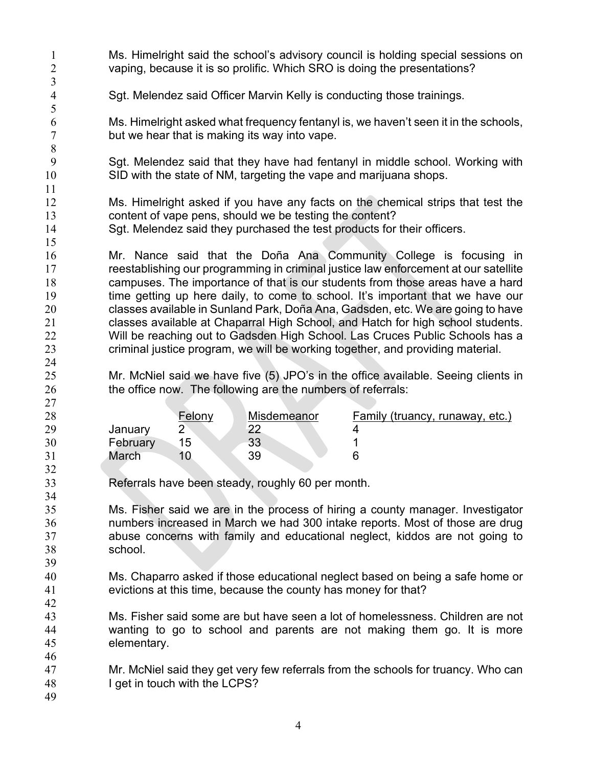Ms. Himelright said the school's advisory council is holding special sessions on vaping, because it is so prolific. Which SRO is doing the presentations?

Sgt. Melendez said Officer Marvin Kelly is conducting those trainings.

Ms. Himelright asked what frequency fentanyl is, we haven't seen it in the schools, but we hear that is making its way into vape.

Sgt. Melendez said that they have had fentanyl in middle school. Working with SID with the state of NM, targeting the vape and marijuana shops.

Ms. Himelright asked if you have any facts on the chemical strips that test the content of vape pens, should we be testing the content?
Sgt. Melendez said they purchased the test products for their officers.

Mr. Nance said that the Doña Ana Community College is focusing in reestablishing our programming in criminal justice law enforcement at our satellite campuses. The importance of that is our students from those areas have a hard time getting up here daily, to come to school. It's important that we have our classes available in Sunland Park, Doña Ana, Gadsden, etc. We are going to have classes available at Chaparral High School, and Hatch for high school students. Will be reaching out to Gadsden High School. Las Cruces Public Schools has a criminal justice program, we will be working together, and providing material.

Mr. McNiel said we have five (5) JPO's in the office available. Seeing clients in the office now. The following are the numbers of referrals:

| | Felony | Misdemeanor | Family (truancy, runaway, etc.) |
|---|---|---|---|
| January | 2 | 22 | 4 |
| February | 15 | 33 | 1 |
| March | 10 | 39 | 6 |

Referrals have been steady, roughly 60 per month.

Ms. Fisher said we are in the process of hiring a county manager. Investigator numbers increased in March we had 300 intake reports. Most of those are drug abuse concerns with family and educational neglect, kiddos are not going to school.

Ms. Chaparro asked if those educational neglect based on being a safe home or evictions at this time, because the county has money for that?

Ms. Fisher said some are but have seen a lot of homelessness. Children are not wanting to go to school and parents are not making them go. It is more elementary.

Mr. McNiel said they get very few referrals from the schools for truancy. Who can I get in touch with the LCPS?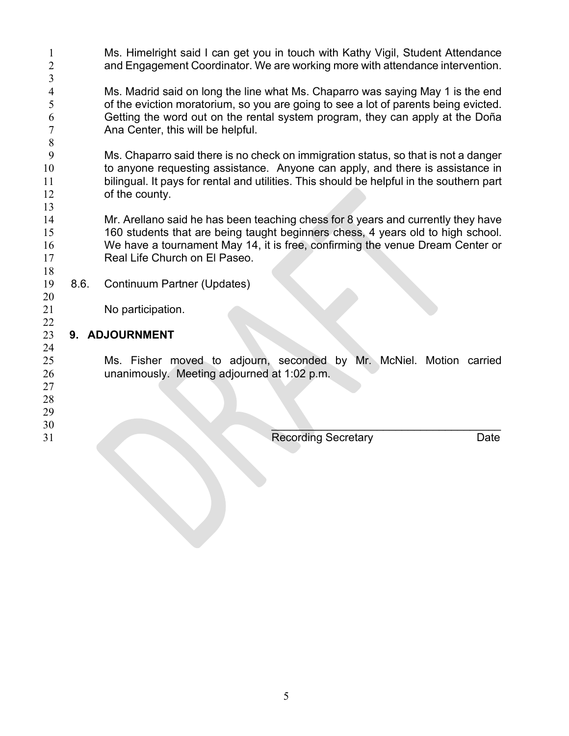Ms. Himelright said I can get you in touch with Kathy Vigil, Student Attendance and Engagement Coordinator. We are working more with attendance intervention.

Ms. Madrid said on long the line what Ms. Chaparro was saying May 1 is the end of the eviction moratorium, so you are going to see a lot of parents being evicted. Getting the word out on the rental system program, they can apply at the Doña Ana Center, this will be helpful.

Ms. Chaparro said there is no check on immigration status, so that is not a danger to anyone requesting assistance. Anyone can apply, and there is assistance in bilingual. It pays for rental and utilities. This should be helpful in the southern part of the county.

Mr. Arellano said he has been teaching chess for 8 years and currently they have 160 students that are being taught beginners chess, 4 years old to high school. We have a tournament May 14, it is free, confirming the venue Dream Center or Real Life Church on El Paseo.

8.6. Continuum Partner (Updates)

No participation.

## 9. ADJOURNMENT

Ms. Fisher moved to adjourn, seconded by Mr. McNiel. Motion carried unanimously. Meeting adjourned at 1:02 p.m.

\_\_\_\_\_\_\_\_\_\_\_\_\_\_\_\_\_\_\_\_\_\_\_\_\_\_\_\_\_\_\_\_\_\_\_\_\_\_\_\_

Recording Secretary Date